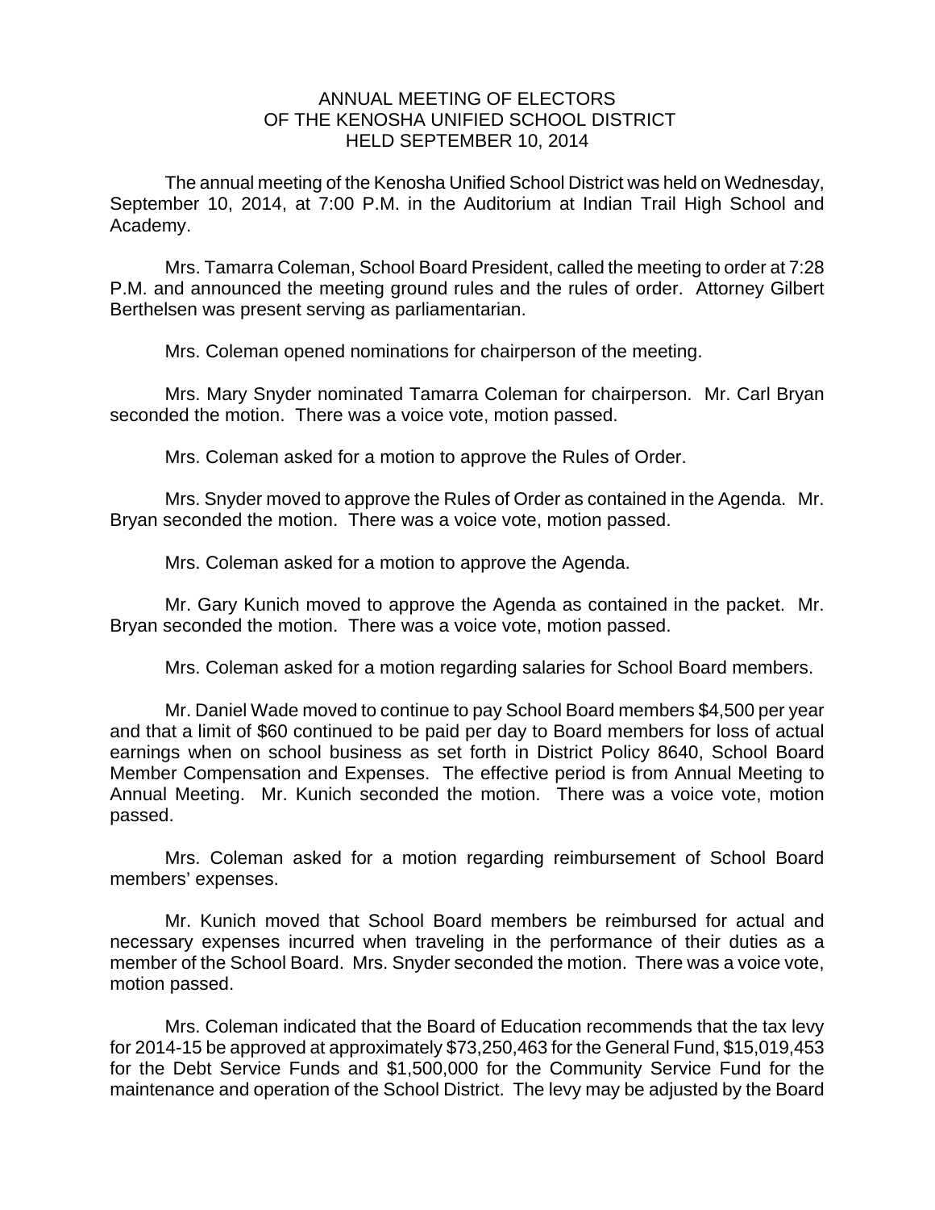# ANNUAL MEETING OF ELECTORS OF THE KENOSHA UNIFIED SCHOOL DISTRICT HELD SEPTEMBER 10, 2014

The annual meeting of the Kenosha Unified School District was held on Wednesday, September 10, 2014, at 7:00 P.M. in the Auditorium at Indian Trail High School and Academy.

Mrs. Tamarra Coleman, School Board President, called the meeting to order at 7:28 P.M. and announced the meeting ground rules and the rules of order. Attorney Gilbert Berthelsen was present serving as parliamentarian.

Mrs. Coleman opened nominations for chairperson of the meeting.

Mrs. Mary Snyder nominated Tamarra Coleman for chairperson. Mr. Carl Bryan seconded the motion. There was a voice vote, motion passed.

Mrs. Coleman asked for a motion to approve the Rules of Order.

Mrs. Snyder moved to approve the Rules of Order as contained in the Agenda. Mr. Bryan seconded the motion. There was a voice vote, motion passed.

Mrs. Coleman asked for a motion to approve the Agenda.

Mr. Gary Kunich moved to approve the Agenda as contained in the packet. Mr. Bryan seconded the motion. There was a voice vote, motion passed.

Mrs. Coleman asked for a motion regarding salaries for School Board members.

Mr. Daniel Wade moved to continue to pay School Board members $4,500 per year and that a limit of $60 continued to be paid per day to Board members for loss of actual earnings when on school business as set forth in District Policy 8640, School Board Member Compensation and Expenses. The effective period is from Annual Meeting to Annual Meeting. Mr. Kunich seconded the motion. There was a voice vote, motion passed.

Mrs. Coleman asked for a motion regarding reimbursement of School Board members' expenses.

Mr. Kunich moved that School Board members be reimbursed for actual and necessary expenses incurred when traveling in the performance of their duties as a member of the School Board. Mrs. Snyder seconded the motion. There was a voice vote, motion passed.

Mrs. Coleman indicated that the Board of Education recommends that the tax levy for 2014-15 be approved at approximately $73,250,463 for the General Fund, $15,019,453 for the Debt Service Funds and $1,500,000 for the Community Service Fund for the maintenance and operation of the School District. The levy may be adjusted by the Board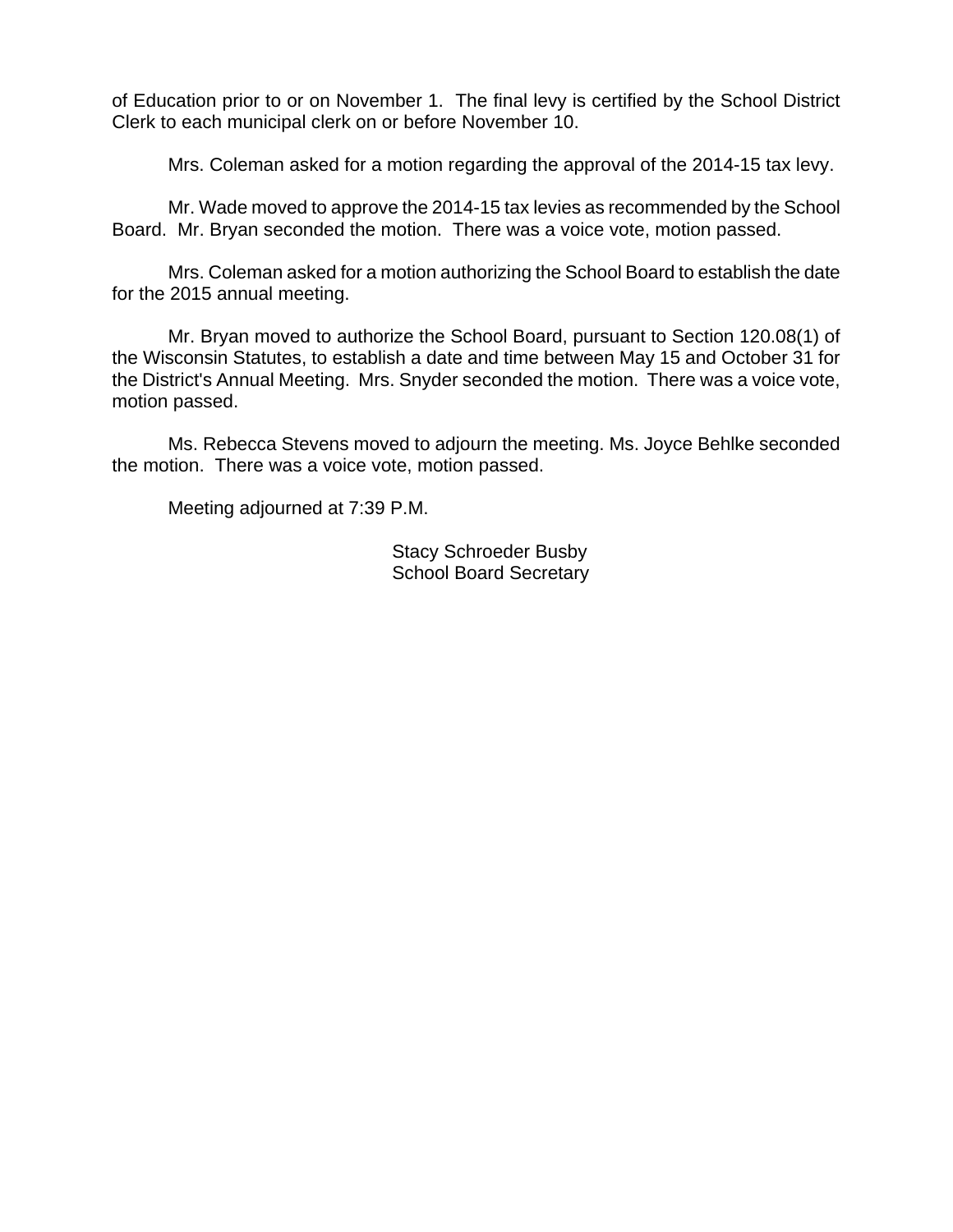of Education prior to or on November 1. The final levy is certified by the School District Clerk to each municipal clerk on or before November 10.

Mrs. Coleman asked for a motion regarding the approval of the 2014-15 tax levy.

Mr. Wade moved to approve the 2014-15 tax levies as recommended by the School Board. Mr. Bryan seconded the motion. There was a voice vote, motion passed.

Mrs. Coleman asked for a motion authorizing the School Board to establish the date for the 2015 annual meeting.

Mr. Bryan moved to authorize the School Board, pursuant to Section 120.08(1) of the Wisconsin Statutes, to establish a date and time between May 15 and October 31 for the District's Annual Meeting. Mrs. Snyder seconded the motion. There was a voice vote, motion passed.

Ms. Rebecca Stevens moved to adjourn the meeting. Ms. Joyce Behlke seconded the motion. There was a voice vote, motion passed.

Meeting adjourned at 7:39 P.M.

Stacy Schroeder Busby
School Board Secretary